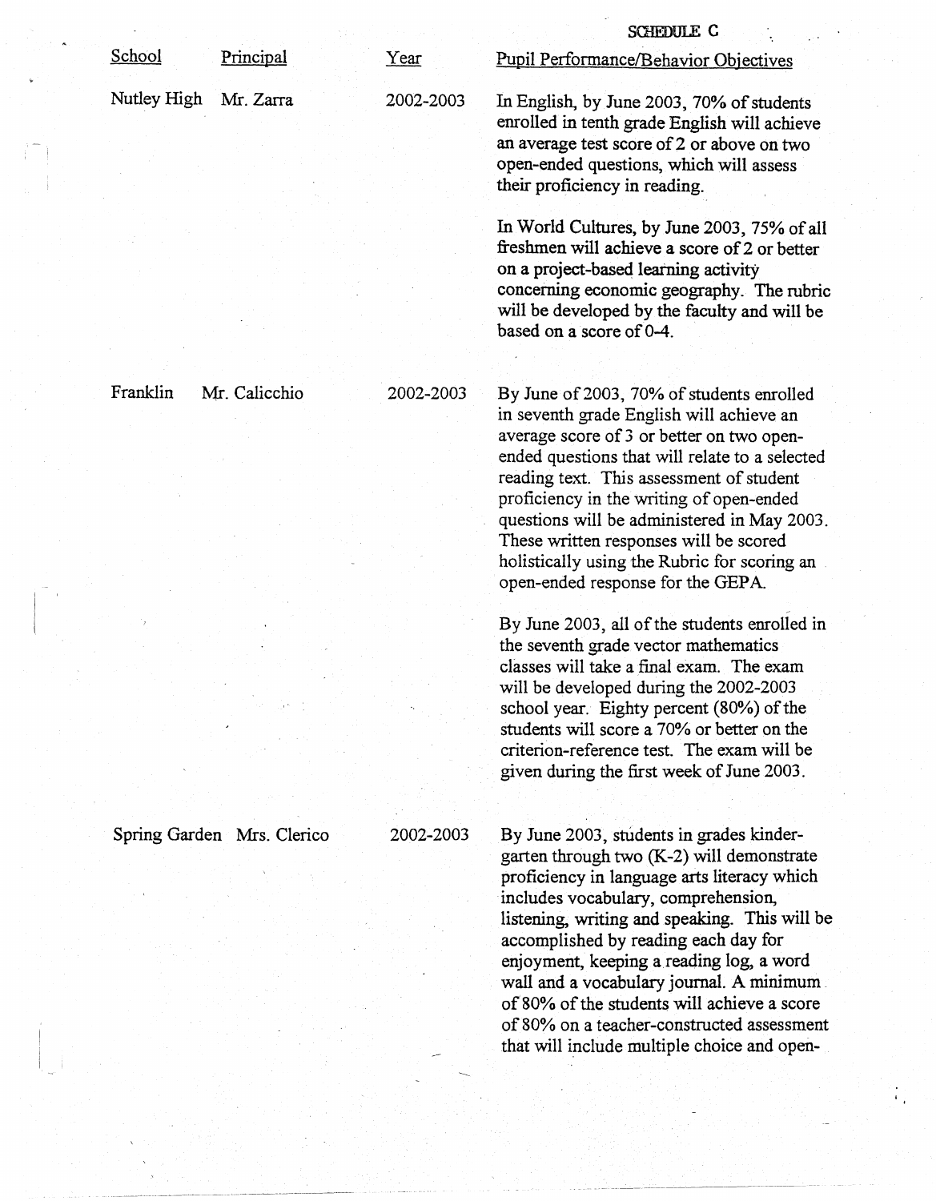SCHEDULE C

| School | Principal | Year | Pupil Performance/Behavior Objectives |
|---|---|---|---|
| Nutley High | Mr. Zarra | 2002-2003 | In English, by June 2003, 70% of students enrolled in tenth grade English will achieve an average test score of 2 or above on two open-ended questions, which will assess their proficiency in reading.<br><br>In World Cultures, by June 2003, 75% of all freshmen will achieve a score of 2 or better on a project-based learning activity concerning economic geography. The rubric will be developed by the faculty and will be based on a score of 0-4. |
| Franklin | Mr. Calicchio | 2002-2003 | By June of 2003, 70% of students enrolled in seventh grade English will achieve an average score of 3 or better on two open-ended questions that will relate to a selected reading text. This assessment of student proficiency in the writing of open-ended questions will be administered in May 2003. These written responses will be scored holistically using the Rubric for scoring an open-ended response for the GEPA.<br><br>By June 2003, all of the students enrolled in the seventh grade vector mathematics classes will take a final exam. The exam will be developed during the 2002-2003 school year. Eighty percent (80%) of the students will score a 70% or better on the criterion-reference test. The exam will be given during the first week of June 2003. |
| Spring Garden | Mrs. Clerico | 2002-2003 | By June 2003, students in grades kinder-garten through two (K-2) will demonstrate proficiency in language arts literacy which includes vocabulary, comprehension, listening, writing and speaking. This will be accomplished by reading each day for enjoyment, keeping a reading log, a word wall and a vocabulary journal. A minimum of 80% of the students will achieve a score of 80% on a teacher-constructed assessment that will include multiple choice and open- |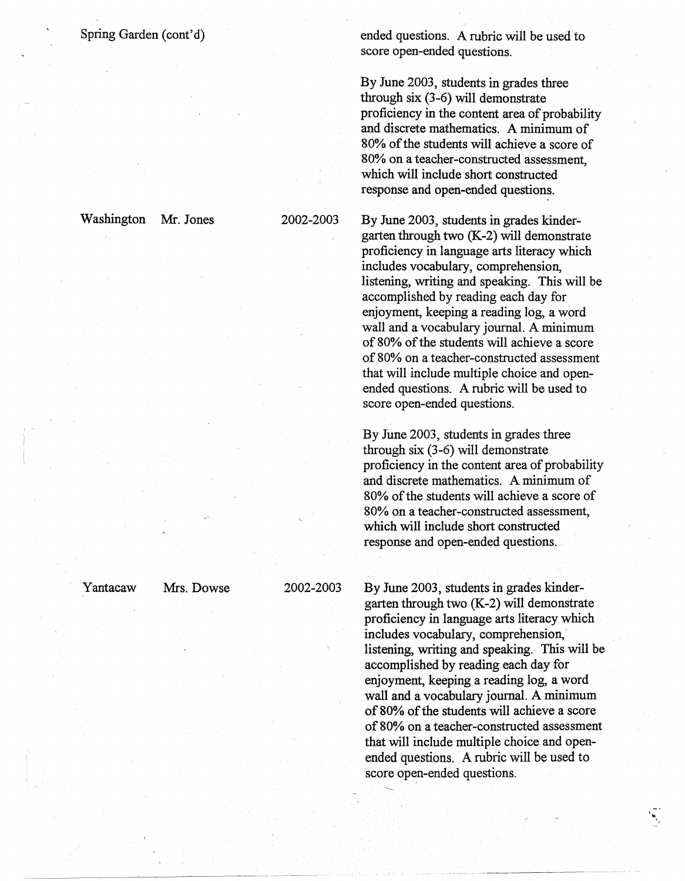| | | | |
|---|---|---|---|
| Spring Garden (cont'd) | | | ended questions. A rubric will be used to score open-ended questions.<br><br>By June 2003, students in grades three through six (3-6) will demonstrate proficiency in the content area of probability and discrete mathematics. A minimum of 80% of the students will achieve a score of 80% on a teacher-constructed assessment, which will include short constructed response and open-ended questions. |
| Washington | Mr. Jones | 2002-2003 | By June 2003, students in grades kindergarten through two (K-2) will demonstrate proficiency in language arts literacy which includes vocabulary, comprehension, listening, writing and speaking. This will be accomplished by reading each day for enjoyment, keeping a reading log, a word wall and a vocabulary journal. A minimum of 80% of the students will achieve a score of 80% on a teacher-constructed assessment that will include multiple choice and open-ended questions. A rubric will be used to score open-ended questions.<br><br>By June 2003, students in grades three through six (3-6) will demonstrate proficiency in the content area of probability and discrete mathematics. A minimum of 80% of the students will achieve a score of 80% on a teacher-constructed assessment, which will include short constructed response and open-ended questions. |
| Yantacaw | Mrs. Dowse | 2002-2003 | By June 2003, students in grades kindergarten through two (K-2) will demonstrate proficiency in language arts literacy which includes vocabulary, comprehension, listening, writing and speaking. This will be accomplished by reading each day for enjoyment, keeping a reading log, a word wall and a vocabulary journal. A minimum of 80% of the students will achieve a score of 80% on a teacher-constructed assessment that will include multiple choice and open-ended questions. A rubric will be used to score open-ended questions. |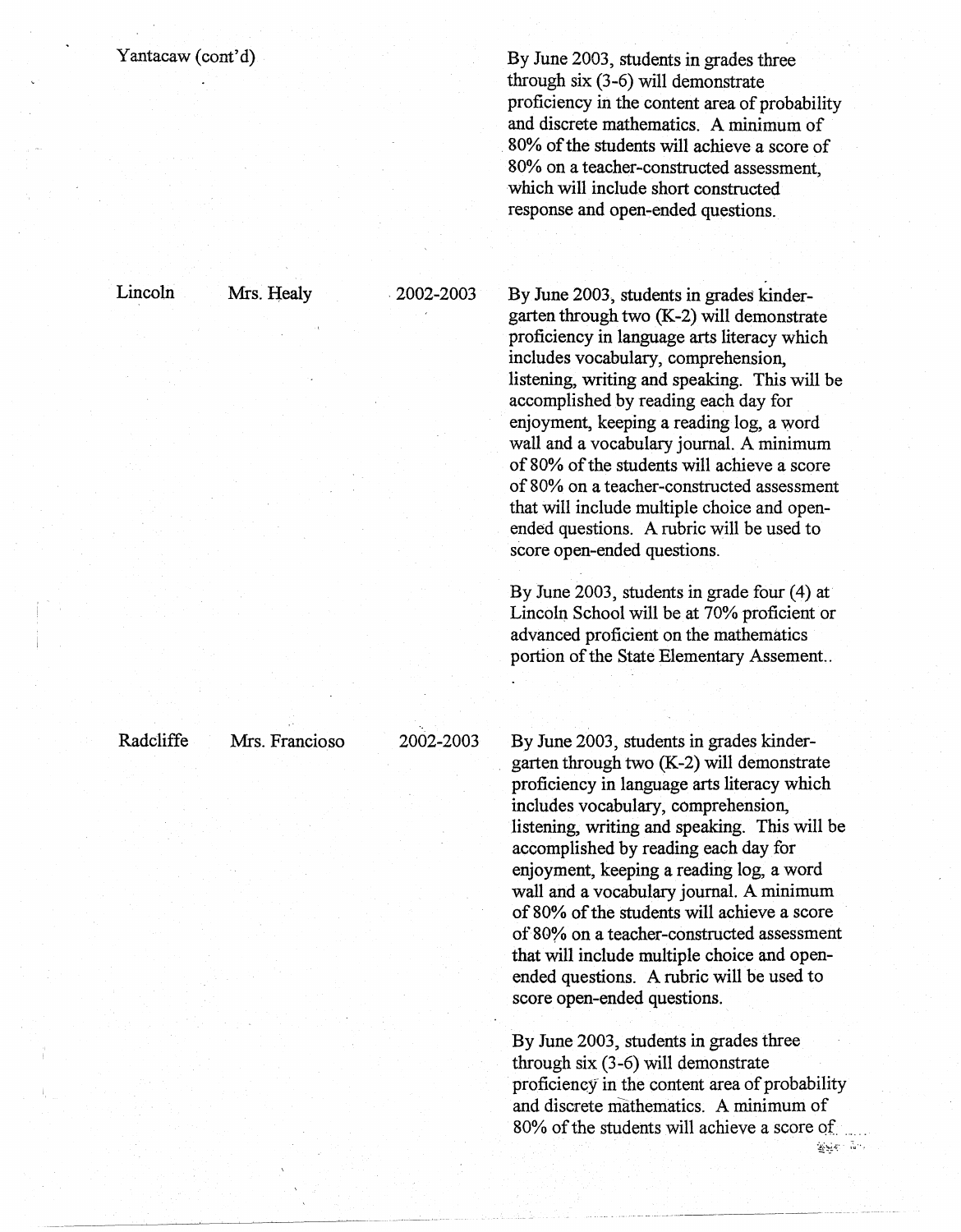| | | | |
|---|---|---|---|
| Yantacaw (cont'd) | | | By June 2003, students in grades three through six (3-6) will demonstrate proficiency in the content area of probability and discrete mathematics. A minimum of 80% of the students will achieve a score of 80% on a teacher-constructed assessment, which will include short constructed response and open-ended questions. |
| Lincoln | Mrs. Healy | 2002-2003 | By June 2003, students in grades kinder-garten through two (K-2) will demonstrate proficiency in language arts literacy which includes vocabulary, comprehension, listening, writing and speaking. This will be accomplished by reading each day for enjoyment, keeping a reading log, a word wall and a vocabulary journal. A minimum of 80% of the students will achieve a score of 80% on a teacher-constructed assessment that will include multiple choice and open-ended questions. A rubric will be used to score open-ended questions.<br><br>By June 2003, students in grade four (4) at Lincoln School will be at 70% proficient or advanced proficient on the mathematics portion of the State Elementary Assement.. |
| Radcliffe | Mrs. Francioso | 2002-2003 | By June 2003, students in grades kinder-garten through two (K-2) will demonstrate proficiency in language arts literacy which includes vocabulary, comprehension, listening, writing and speaking. This will be accomplished by reading each day for enjoyment, keeping a reading log, a word wall and a vocabulary journal. A minimum of 80% of the students will achieve a score of 80% on a teacher-constructed assessment that will include multiple choice and open-ended questions. A rubric will be used to score open-ended questions.<br><br>By June 2003, students in grades three through six (3-6) will demonstrate proficiency in the content area of probability and discrete mathematics. A minimum of 80% of the students will achieve a score of |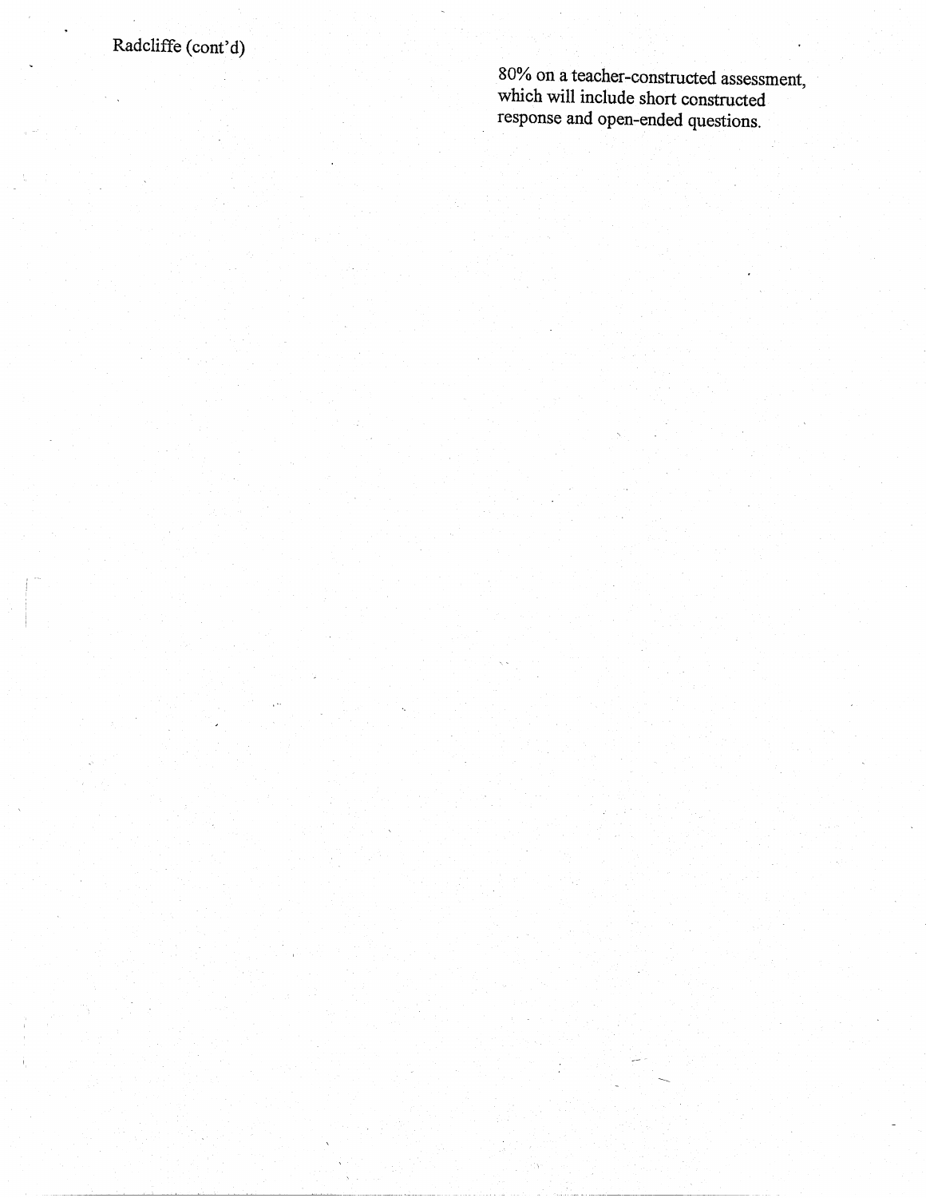Radcliffe (cont'd)

80% on a teacher-constructed assessment, which will include short constructed response and open-ended questions.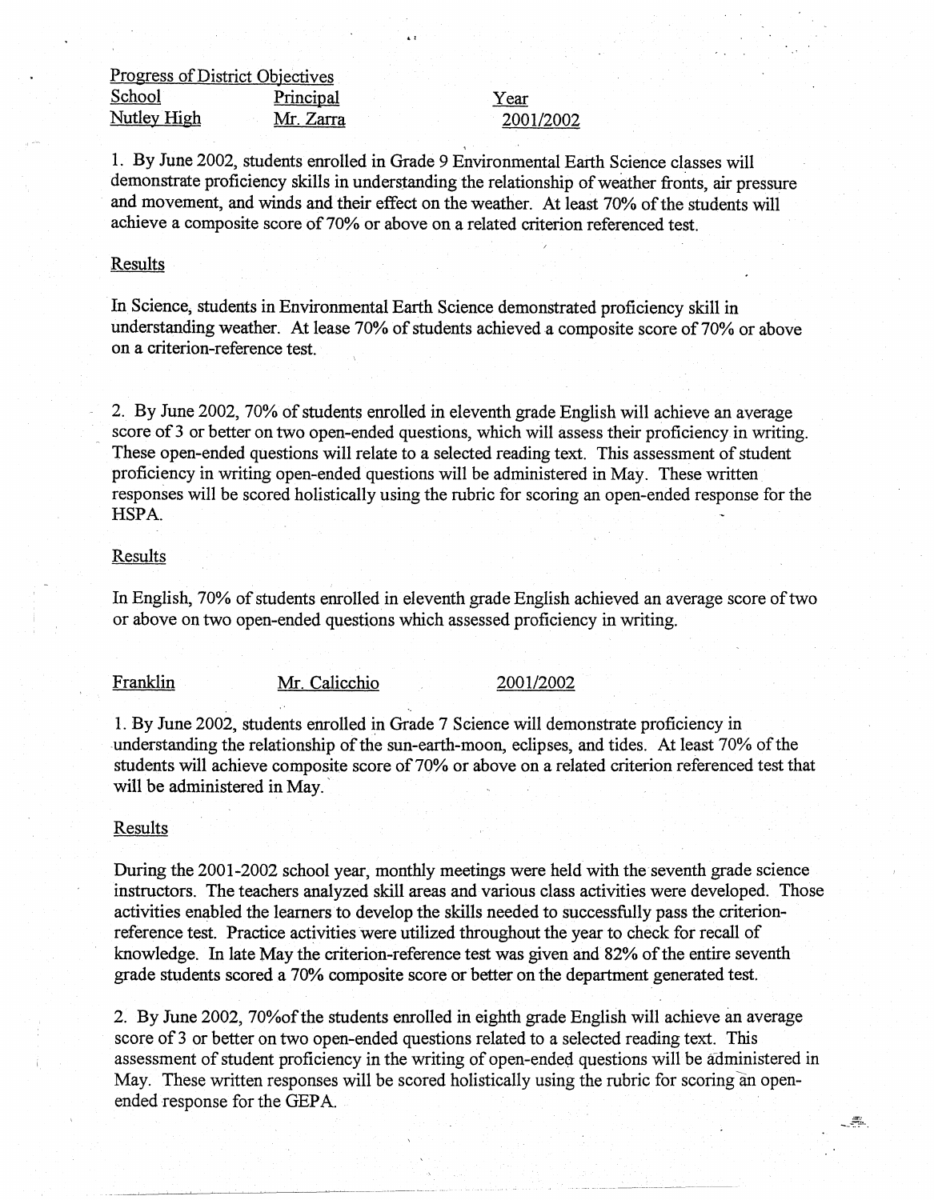Progress of District Objectives

| School | Principal | Year |
|---|---|---|
| Nutley High | Mr. Zarra | 2001/2002 |

1. By June 2002, students enrolled in Grade 9 Environmental Earth Science classes will demonstrate proficiency skills in understanding the relationship of weather fronts, air pressure and movement, and winds and their effect on the weather. At least 70% of the students will achieve a composite score of 70% or above on a related criterion referenced test.

Results

In Science, students in Environmental Earth Science demonstrated proficiency skill in understanding weather. At lease 70% of students achieved a composite score of 70% or above on a criterion-reference test.

2. By June 2002, 70% of students enrolled in eleventh grade English will achieve an average score of 3 or better on two open-ended questions, which will assess their proficiency in writing. These open-ended questions will relate to a selected reading text. This assessment of student proficiency in writing open-ended questions will be administered in May. These written responses will be scored holistically using the rubric for scoring an open-ended response for the HSPA.

Results

In English, 70% of students enrolled in eleventh grade English achieved an average score of two or above on two open-ended questions which assessed proficiency in writing.

| Franklin | Mr. Calicchio | 2001/2002 |
|---|---|---|

1. By June 2002, students enrolled in Grade 7 Science will demonstrate proficiency in understanding the relationship of the sun-earth-moon, eclipses, and tides. At least 70% of the students will achieve composite score of 70% or above on a related criterion referenced test that will be administered in May.

Results

During the 2001-2002 school year, monthly meetings were held with the seventh grade science instructors. The teachers analyzed skill areas and various class activities were developed. Those activities enabled the learners to develop the skills needed to successfully pass the criterion-reference test. Practice activities were utilized throughout the year to check for recall of knowledge. In late May the criterion-reference test was given and 82% of the entire seventh grade students scored a 70% composite score or better on the department generated test.

2. By June 2002, 70%of the students enrolled in eighth grade English will achieve an average score of 3 or better on two open-ended questions related to a selected reading text. This assessment of student proficiency in the writing of open-ended questions will be administered in May. These written responses will be scored holistically using the rubric for scoring an open-ended response for the GEPA.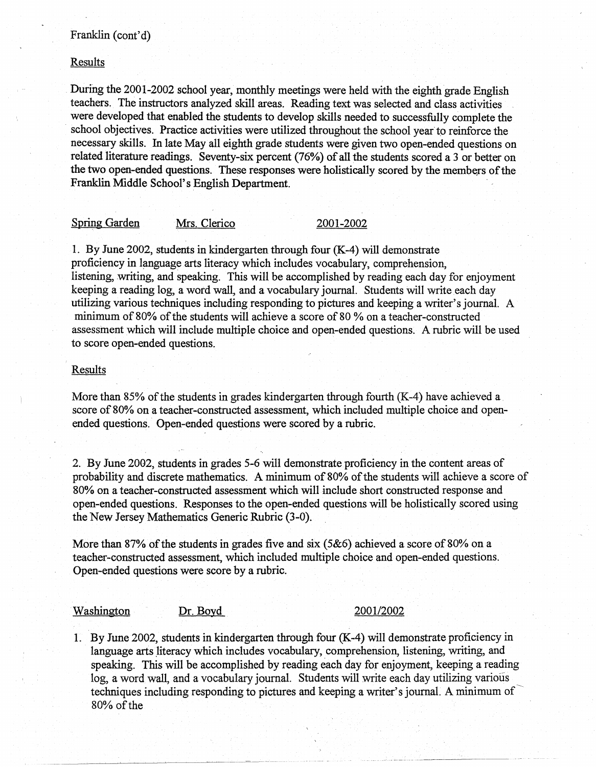Franklin (cont'd)

Results

During the 2001-2002 school year, monthly meetings were held with the eighth grade English teachers. The instructors analyzed skill areas. Reading text was selected and class activities were developed that enabled the students to develop skills needed to successfully complete the school objectives. Practice activities were utilized throughout the school year to reinforce the necessary skills. In late May all eighth grade students were given two open-ended questions on related literature readings. Seventy-six percent (76%) of all the students scored a 3 or better on the two open-ended questions. These responses were holistically scored by the members of the Franklin Middle School's English Department.

Spring Garden Mrs. Clerico 2001-2002

1. By June 2002, students in kindergarten through four (K-4) will demonstrate proficiency in language arts literacy which includes vocabulary, comprehension, listening, writing, and speaking. This will be accomplished by reading each day for enjoyment keeping a reading log, a word wall, and a vocabulary journal. Students will write each day utilizing various techniques including responding to pictures and keeping a writer's journal. A minimum of 80% of the students will achieve a score of 80 % on a teacher-constructed assessment which will include multiple choice and open-ended questions. A rubric will be used to score open-ended questions.

Results

More than 85% of the students in grades kindergarten through fourth (K-4) have achieved a score of 80% on a teacher-constructed assessment, which included multiple choice and open-ended questions. Open-ended questions were scored by a rubric.

2. By June 2002, students in grades 5-6 will demonstrate proficiency in the content areas of probability and discrete mathematics. A minimum of 80% of the students will achieve a score of 80% on a teacher-constructed assessment which will include short constructed response and open-ended questions. Responses to the open-ended questions will be holistically scored using the New Jersey Mathematics Generic Rubric (3-0).

More than 87% of the students in grades five and six (5&6) achieved a score of 80% on a teacher-constructed assessment, which included multiple choice and open-ended questions. Open-ended questions were score by a rubric.

Washington Dr. Boyd 2001/2002

1. By June 2002, students in kindergarten through four (K-4) will demonstrate proficiency in language arts literacy which includes vocabulary, comprehension, listening, writing, and speaking. This will be accomplished by reading each day for enjoyment, keeping a reading log, a word wall, and a vocabulary journal. Students will write each day utilizing various techniques including responding to pictures and keeping a writer's journal. A minimum of 80% of the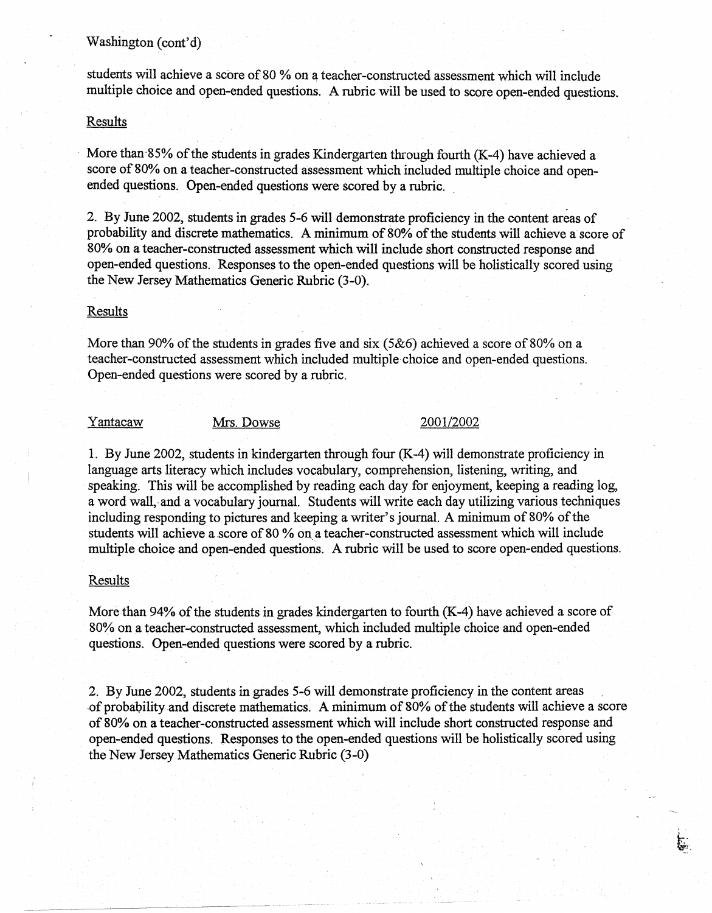Washington (cont'd)

students will achieve a score of 80 % on a teacher-constructed assessment which will include multiple choice and open-ended questions. A rubric will be used to score open-ended questions.

Results

More than 85% of the students in grades Kindergarten through fourth (K-4) have achieved a score of 80% on a teacher-constructed assessment which included multiple choice and open-ended questions. Open-ended questions were scored by a rubric.

2. By June 2002, students in grades 5-6 will demonstrate proficiency in the content areas of probability and discrete mathematics. A minimum of 80% of the students will achieve a score of 80% on a teacher-constructed assessment which will include short constructed response and open-ended questions. Responses to the open-ended questions will be holistically scored using the New Jersey Mathematics Generic Rubric (3-0).

Results

More than 90% of the students in grades five and six (5&6) achieved a score of 80% on a teacher-constructed assessment which included multiple choice and open-ended questions. Open-ended questions were scored by a rubric.

Yantacaw Mrs. Dowse 2001/2002

1. By June 2002, students in kindergarten through four (K-4) will demonstrate proficiency in language arts literacy which includes vocabulary, comprehension, listening, writing, and speaking. This will be accomplished by reading each day for enjoyment, keeping a reading log, a word wall, and a vocabulary journal. Students will write each day utilizing various techniques including responding to pictures and keeping a writer's journal. A minimum of 80% of the students will achieve a score of 80 % on a teacher-constructed assessment which will include multiple choice and open-ended questions. A rubric will be used to score open-ended questions.

Results

More than 94% of the students in grades kindergarten to fourth (K-4) have achieved a score of 80% on a teacher-constructed assessment, which included multiple choice and open-ended questions. Open-ended questions were scored by a rubric.

2. By June 2002, students in grades 5-6 will demonstrate proficiency in the content areas of probability and discrete mathematics. A minimum of 80% of the students will achieve a score of 80% on a teacher-constructed assessment which will include short constructed response and open-ended questions. Responses to the open-ended questions will be holistically scored using the New Jersey Mathematics Generic Rubric (3-0)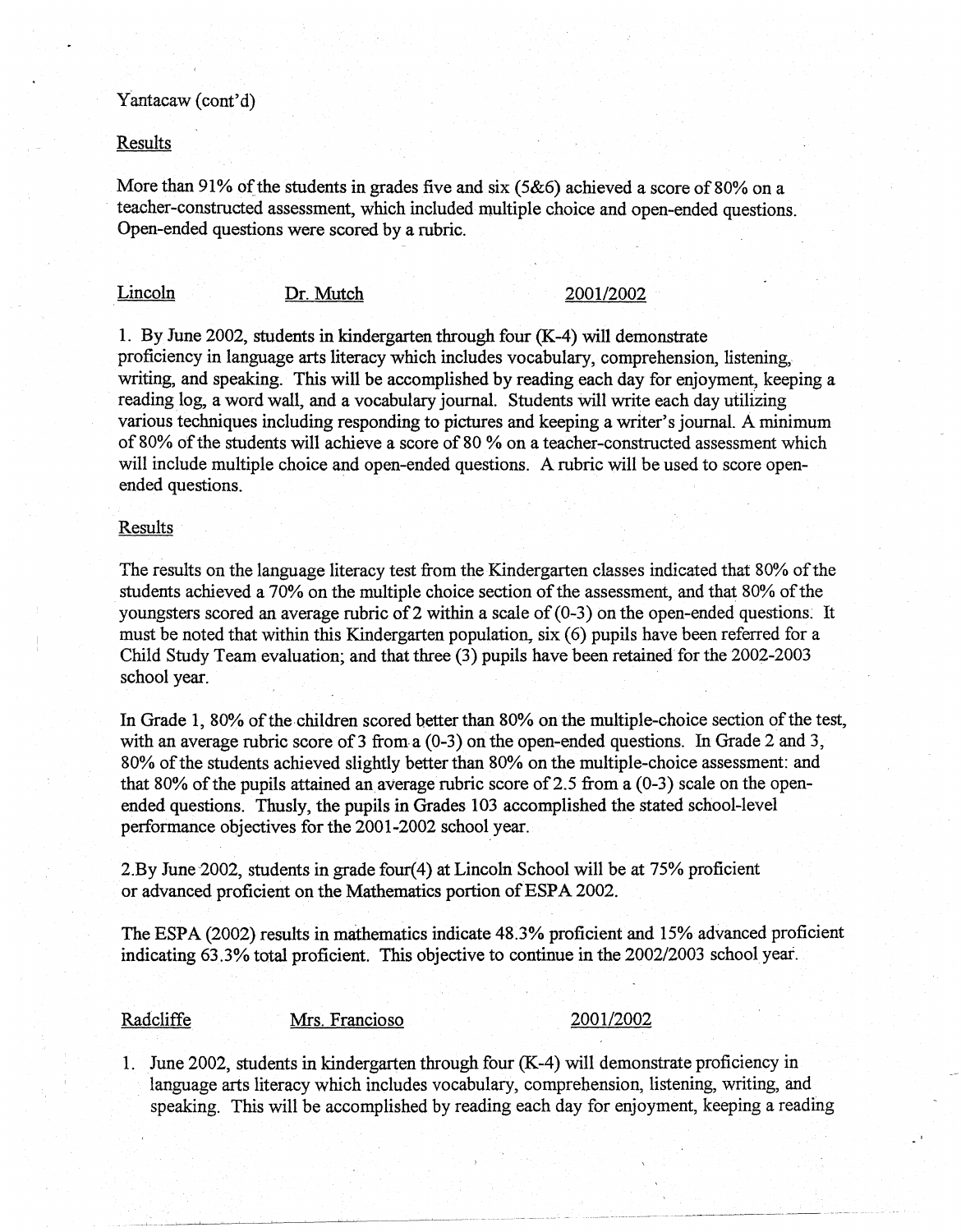Yantacaw (cont'd)

Results

More than 91% of the students in grades five and six (5&6) achieved a score of 80% on a teacher-constructed assessment, which included multiple choice and open-ended questions. Open-ended questions were scored by a rubric.

Lincoln  Dr. Mutch  2001/2002

1. By June 2002, students in kindergarten through four (K-4) will demonstrate proficiency in language arts literacy which includes vocabulary, comprehension, listening, writing, and speaking. This will be accomplished by reading each day for enjoyment, keeping a reading log, a word wall, and a vocabulary journal. Students will write each day utilizing various techniques including responding to pictures and keeping a writer's journal. A minimum of 80% of the students will achieve a score of 80 % on a teacher-constructed assessment which will include multiple choice and open-ended questions. A rubric will be used to score open-ended questions.

Results

The results on the language literacy test from the Kindergarten classes indicated that 80% of the students achieved a 70% on the multiple choice section of the assessment, and that 80% of the youngsters scored an average rubric of 2 within a scale of (0-3) on the open-ended questions. It must be noted that within this Kindergarten population, six (6) pupils have been referred for a Child Study Team evaluation; and that three (3) pupils have been retained for the 2002-2003 school year.

In Grade 1, 80% of the children scored better than 80% on the multiple-choice section of the test, with an average rubric score of 3 from a (0-3) on the open-ended questions. In Grade 2 and 3, 80% of the students achieved slightly better than 80% on the multiple-choice assessment: and that 80% of the pupils attained an average rubric score of 2.5 from a (0-3) scale on the open-ended questions. Thusly, the pupils in Grades 103 accomplished the stated school-level performance objectives for the 2001-2002 school year.

2.By June 2002, students in grade four(4) at Lincoln School will be at 75% proficient or advanced proficient on the Mathematics portion of ESPA 2002.

The ESPA (2002) results in mathematics indicate 48.3% proficient and 15% advanced proficient indicating 63.3% total proficient. This objective to continue in the 2002/2003 school year.

Radcliffe  Mrs. Francioso  2001/2002

1. June 2002, students in kindergarten through four (K-4) will demonstrate proficiency in language arts literacy which includes vocabulary, comprehension, listening, writing, and speaking. This will be accomplished by reading each day for enjoyment, keeping a reading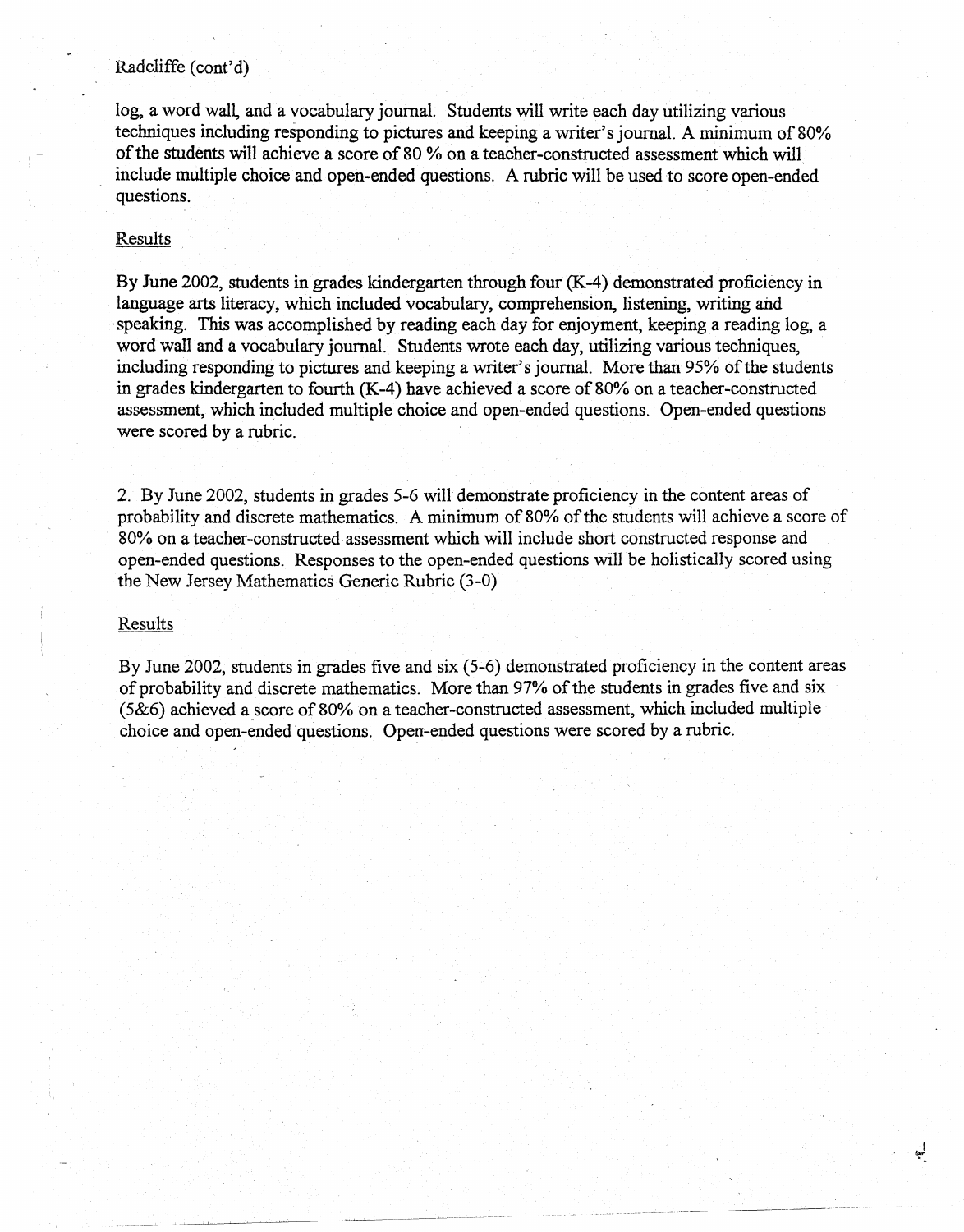log, a word wall, and a vocabulary journal. Students will write each day utilizing various techniques including responding to pictures and keeping a writer's journal. A minimum of 80% of the students will achieve a score of 80 % on a teacher-constructed assessment which will include multiple choice and open-ended questions. A rubric will be used to score open-ended questions.

Results

By June 2002, students in grades kindergarten through four (K-4) demonstrated proficiency in language arts literacy, which included vocabulary, comprehension, listening, writing and speaking. This was accomplished by reading each day for enjoyment, keeping a reading log, a word wall and a vocabulary journal. Students wrote each day, utilizing various techniques, including responding to pictures and keeping a writer's journal. More than 95% of the students in grades kindergarten to fourth (K-4) have achieved a score of 80% on a teacher-constructed assessment, which included multiple choice and open-ended questions. Open-ended questions were scored by a rubric.

2. By June 2002, students in grades 5-6 will demonstrate proficiency in the content areas of probability and discrete mathematics. A minimum of 80% of the students will achieve a score of 80% on a teacher-constructed assessment which will include short constructed response and open-ended questions. Responses to the open-ended questions will be holistically scored using the New Jersey Mathematics Generic Rubric (3-0)

Results

By June 2002, students in grades five and six (5-6) demonstrated proficiency in the content areas of probability and discrete mathematics. More than 97% of the students in grades five and six (5&6) achieved a score of 80% on a teacher-constructed assessment, which included multiple choice and open-ended questions. Open-ended questions were scored by a rubric.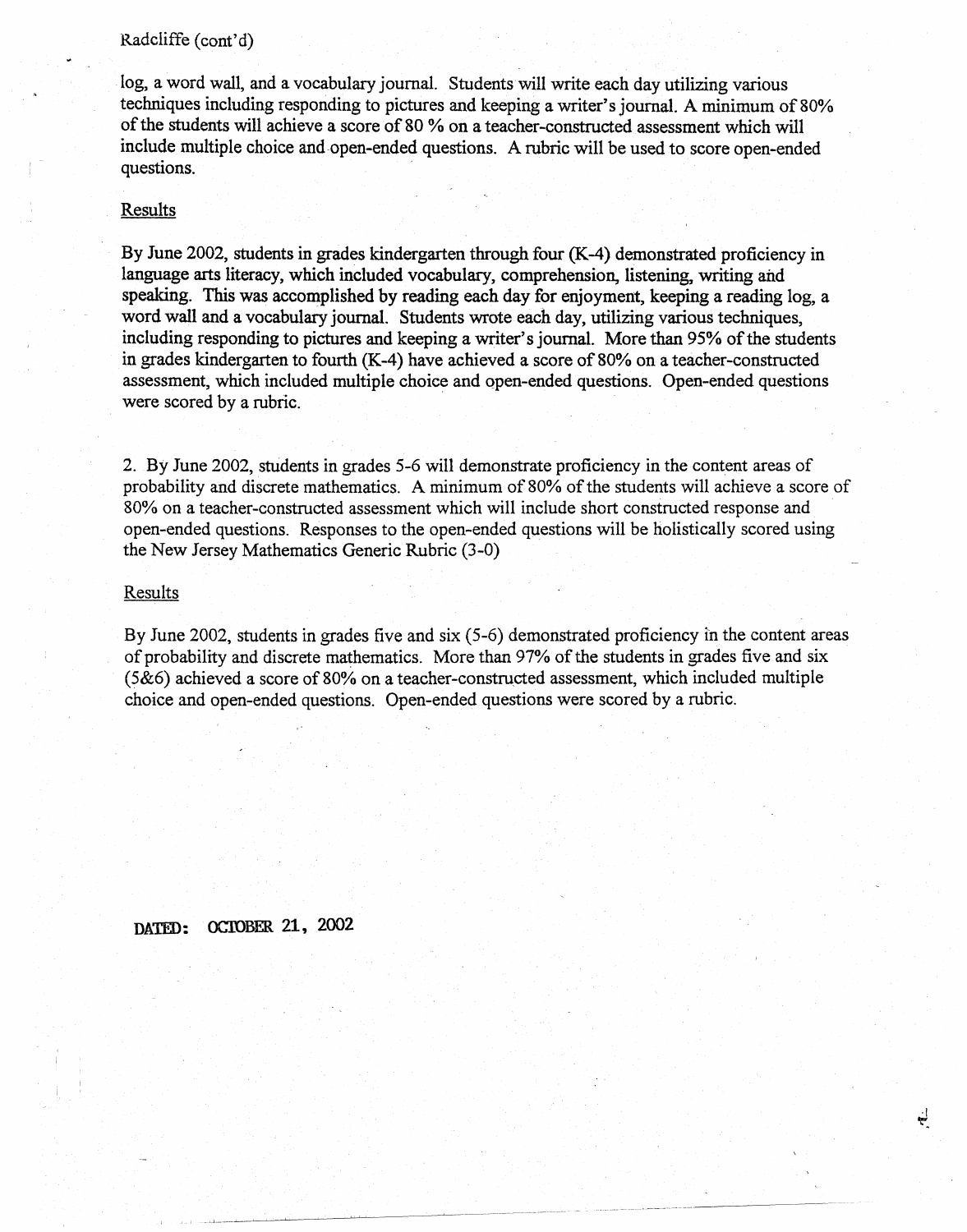log, a word wall, and a vocabulary journal. Students will write each day utilizing various techniques including responding to pictures and keeping a writer's journal. A minimum of 80% of the students will achieve a score of 80 % on a teacher-constructed assessment which will include multiple choice and open-ended questions. A rubric will be used to score open-ended questions.

Results

By June 2002, students in grades kindergarten through four (K-4) demonstrated proficiency in language arts literacy, which included vocabulary, comprehension, listening, writing and speaking. This was accomplished by reading each day for enjoyment, keeping a reading log, a word wall and a vocabulary journal. Students wrote each day, utilizing various techniques, including responding to pictures and keeping a writer's journal. More than 95% of the students in grades kindergarten to fourth (K-4) have achieved a score of 80% on a teacher-constructed assessment, which included multiple choice and open-ended questions. Open-ended questions were scored by a rubric.

2. By June 2002, students in grades 5-6 will demonstrate proficiency in the content areas of probability and discrete mathematics. A minimum of 80% of the students will achieve a score of 80% on a teacher-constructed assessment which will include short constructed response and open-ended questions. Responses to the open-ended questions will be holistically scored using the New Jersey Mathematics Generic Rubric (3-0)

Results

By June 2002, students in grades five and six (5-6) demonstrated proficiency in the content areas of probability and discrete mathematics. More than 97% of the students in grades five and six (5&6) achieved a score of 80% on a teacher-constructed assessment, which included multiple choice and open-ended questions. Open-ended questions were scored by a rubric.

DATED: OCTOBER 21, 2002